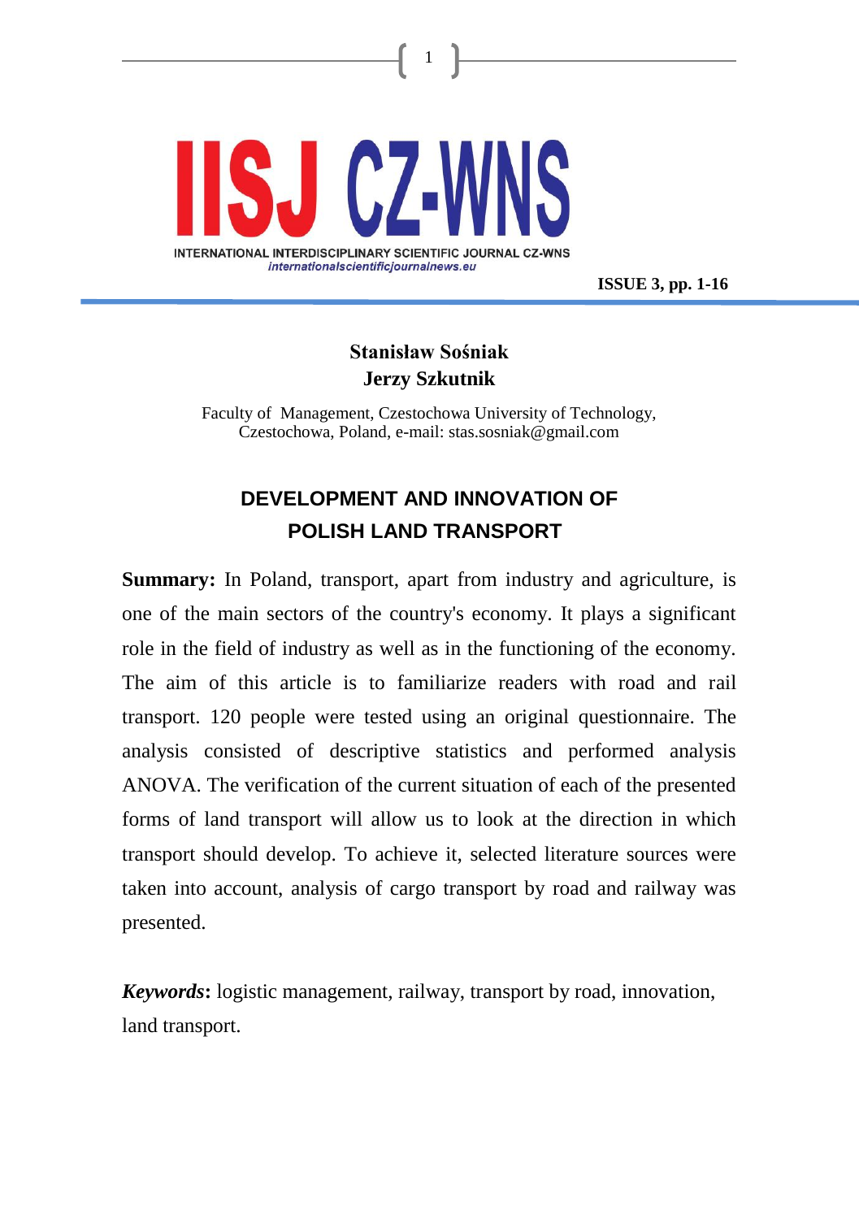**Stanisław Sośniak**
**Jerzy Szkutnik**

Faculty of Management, Czestochowa University of Technology,
Czestochowa, Poland, e-mail: stas.sosniak@gmail.com

# DEVELOPMENT AND INNOVATION OF POLISH LAND TRANSPORT

**Summary:** In Poland, transport, apart from industry and agriculture, is one of the main sectors of the country's economy. It plays a significant role in the field of industry as well as in the functioning of the economy. The aim of this article is to familiarize readers with road and rail transport. 120 people were tested using an original questionnaire. The analysis consisted of descriptive statistics and performed analysis ANOVA. The verification of the current situation of each of the presented forms of land transport will allow us to look at the direction in which transport should develop. To achieve it, selected literature sources were taken into account, analysis of cargo transport by road and railway was presented.

***Keywords*:** logistic management, railway, transport by road, innovation, land transport.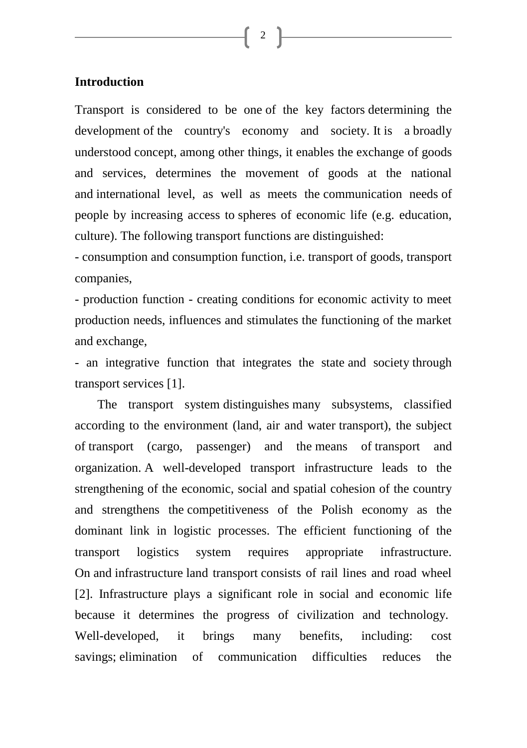## Introduction

Transport is considered to be one of the key factors determining the development of the country's economy and society. It is a broadly understood concept, among other things, it enables the exchange of goods and services, determines the movement of goods at the national and international level, as well as meets the communication needs of people by increasing access to spheres of economic life (e.g. education, culture). The following transport functions are distinguished:

- consumption and consumption function, i.e. transport of goods, transport companies,
- production function - creating conditions for economic activity to meet production needs, influences and stimulates the functioning of the market and exchange,
- an integrative function that integrates the state and society through transport services [1].

The transport system distinguishes many subsystems, classified according to the environment (land, air and water transport), the subject of transport (cargo, passenger) and the means of transport and organization. A well-developed transport infrastructure leads to the strengthening of the economic, social and spatial cohesion of the country and strengthens the competitiveness of the Polish economy as the dominant link in logistic processes. The efficient functioning of the transport logistics system requires appropriate infrastructure. On and infrastructure land transport consists of rail lines and road wheel [2]. Infrastructure plays a significant role in social and economic life because it determines the progress of civilization and technology. Well-developed, it brings many benefits, including: cost savings; elimination of communication difficulties reduces the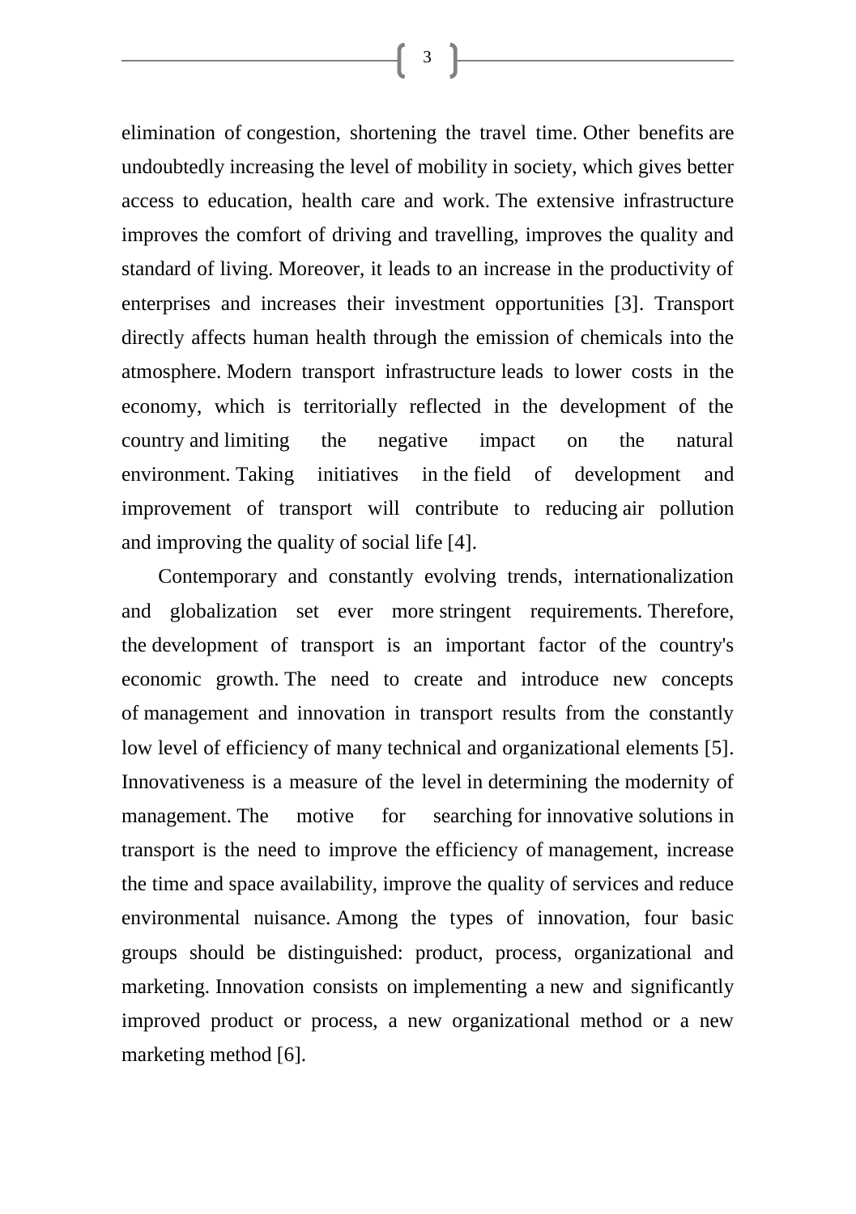elimination of congestion, shortening the travel time. Other benefits are undoubtedly increasing the level of mobility in society, which gives better access to education, health care and work. The extensive infrastructure improves the comfort of driving and travelling, improves the quality and standard of living. Moreover, it leads to an increase in the productivity of enterprises and increases their investment opportunities [3]. Transport directly affects human health through the emission of chemicals into the atmosphere. Modern transport infrastructure leads to lower costs in the economy, which is territorially reflected in the development of the country and limiting the negative impact on the natural environment. Taking initiatives in the field of development and improvement of transport will contribute to reducing air pollution and improving the quality of social life [4].

Contemporary and constantly evolving trends, internationalization and globalization set ever more stringent requirements. Therefore, the development of transport is an important factor of the country's economic growth. The need to create and introduce new concepts of management and innovation in transport results from the constantly low level of efficiency of many technical and organizational elements [5]. Innovativeness is a measure of the level in determining the modernity of management. The motive for searching for innovative solutions in transport is the need to improve the efficiency of management, increase the time and space availability, improve the quality of services and reduce environmental nuisance. Among the types of innovation, four basic groups should be distinguished: product, process, organizational and marketing. Innovation consists on implementing a new and significantly improved product or process, a new organizational method or a new marketing method [6].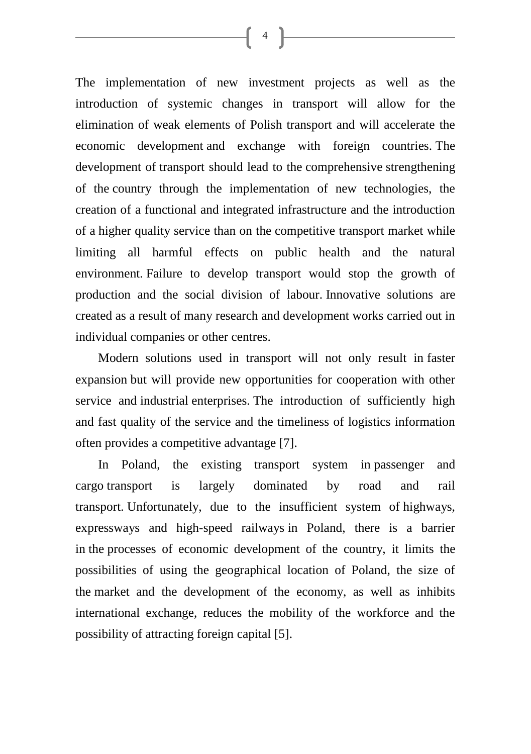The implementation of new investment projects as well as the introduction of systemic changes in transport will allow for the elimination of weak elements of Polish transport and will accelerate the economic development and exchange with foreign countries. The development of transport should lead to the comprehensive strengthening of the country through the implementation of new technologies, the creation of a functional and integrated infrastructure and the introduction of a higher quality service than on the competitive transport market while limiting all harmful effects on public health and the natural environment. Failure to develop transport would stop the growth of production and the social division of labour. Innovative solutions are created as a result of many research and development works carried out in individual companies or other centres.

Modern solutions used in transport will not only result in faster expansion but will provide new opportunities for cooperation with other service and industrial enterprises. The introduction of sufficiently high and fast quality of the service and the timeliness of logistics information often provides a competitive advantage [7].

In Poland, the existing transport system in passenger and cargo transport is largely dominated by road and rail transport. Unfortunately, due to the insufficient system of highways, expressways and high-speed railways in Poland, there is a barrier in the processes of economic development of the country, it limits the possibilities of using the geographical location of Poland, the size of the market and the development of the economy, as well as inhibits international exchange, reduces the mobility of the workforce and the possibility of attracting foreign capital [5].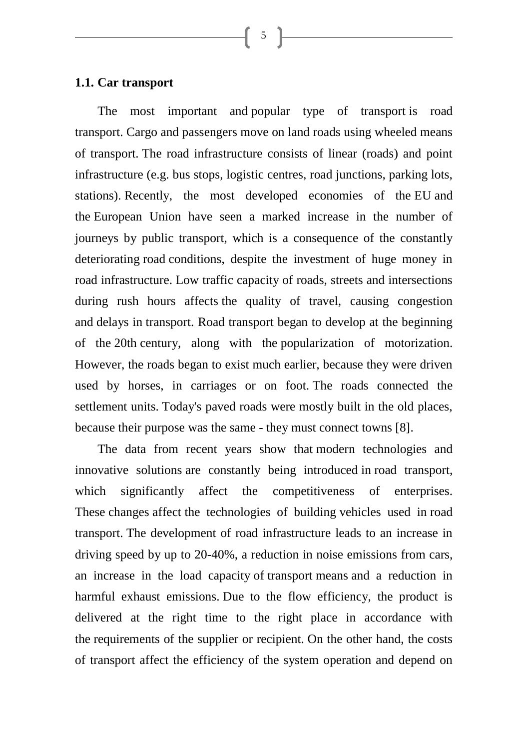## 1.1. Car transport

The most important and popular type of transport is road transport. Cargo and passengers move on land roads using wheeled means of transport. The road infrastructure consists of linear (roads) and point infrastructure (e.g. bus stops, logistic centres, road junctions, parking lots, stations). Recently, the most developed economies of the EU and the European Union have seen a marked increase in the number of journeys by public transport, which is a consequence of the constantly deteriorating road conditions, despite the investment of huge money in road infrastructure. Low traffic capacity of roads, streets and intersections during rush hours affects the quality of travel, causing congestion and delays in transport. Road transport began to develop at the beginning of the 20th century, along with the popularization of motorization. However, the roads began to exist much earlier, because they were driven used by horses, in carriages or on foot. The roads connected the settlement units. Today's paved roads were mostly built in the old places, because their purpose was the same - they must connect towns [8].

The data from recent years show that modern technologies and innovative solutions are constantly being introduced in road transport, which significantly affect the competitiveness of enterprises. These changes affect the technologies of building vehicles used in road transport. The development of road infrastructure leads to an increase in driving speed by up to 20-40%, a reduction in noise emissions from cars, an increase in the load capacity of transport means and a reduction in harmful exhaust emissions. Due to the flow efficiency, the product is delivered at the right time to the right place in accordance with the requirements of the supplier or recipient. On the other hand, the costs of transport affect the efficiency of the system operation and depend on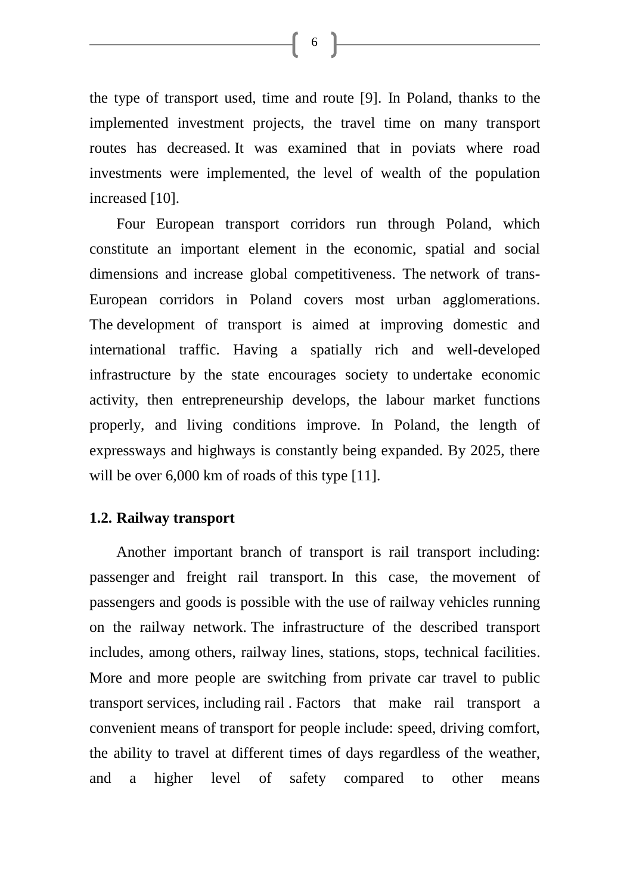the type of transport used, time and route [9]. In Poland, thanks to the implemented investment projects, the travel time on many transport routes has decreased. It was examined that in poviats where road investments were implemented, the level of wealth of the population increased [10].

Four European transport corridors run through Poland, which constitute an important element in the economic, spatial and social dimensions and increase global competitiveness. The network of trans-European corridors in Poland covers most urban agglomerations. The development of transport is aimed at improving domestic and international traffic. Having a spatially rich and well-developed infrastructure by the state encourages society to undertake economic activity, then entrepreneurship develops, the labour market functions properly, and living conditions improve. In Poland, the length of expressways and highways is constantly being expanded. By 2025, there will be over 6,000 km of roads of this type [11].

### 1.2. Railway transport

Another important branch of transport is rail transport including: passenger and freight rail transport. In this case, the movement of passengers and goods is possible with the use of railway vehicles running on the railway network. The infrastructure of the described transport includes, among others, railway lines, stations, stops, technical facilities. More and more people are switching from private car travel to public transport services, including rail . Factors that make rail transport a convenient means of transport for people include: speed, driving comfort, the ability to travel at different times of days regardless of the weather, and a higher level of safety compared to other means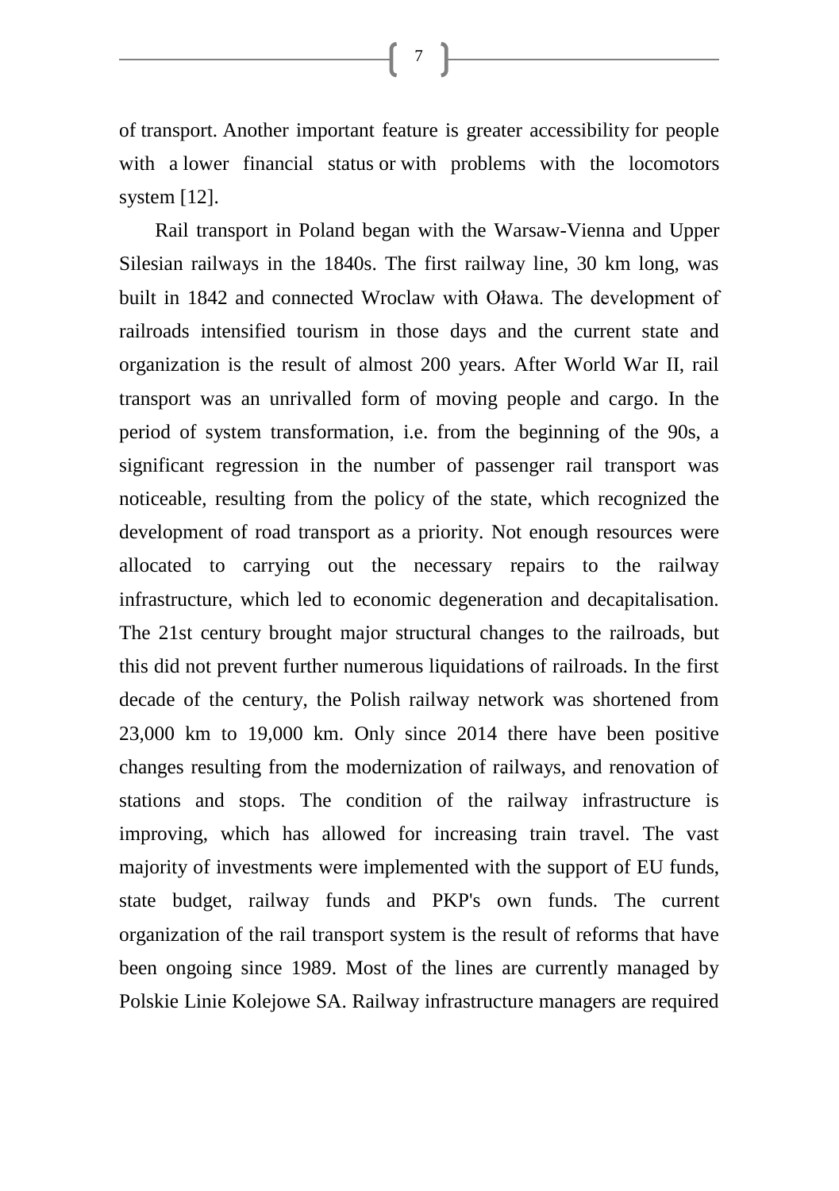of transport. Another important feature is greater accessibility for people with a lower financial status or with problems with the locomotors system [12].

Rail transport in Poland began with the Warsaw-Vienna and Upper Silesian railways in the 1840s. The first railway line, 30 km long, was built in 1842 and connected Wroclaw with Oława. The development of railroads intensified tourism in those days and the current state and organization is the result of almost 200 years. After World War II, rail transport was an unrivalled form of moving people and cargo. In the period of system transformation, i.e. from the beginning of the 90s, a significant regression in the number of passenger rail transport was noticeable, resulting from the policy of the state, which recognized the development of road transport as a priority. Not enough resources were allocated to carrying out the necessary repairs to the railway infrastructure, which led to economic degeneration and decapitalisation. The 21st century brought major structural changes to the railroads, but this did not prevent further numerous liquidations of railroads. In the first decade of the century, the Polish railway network was shortened from 23,000 km to 19,000 km. Only since 2014 there have been positive changes resulting from the modernization of railways, and renovation of stations and stops. The condition of the railway infrastructure is improving, which has allowed for increasing train travel. The vast majority of investments were implemented with the support of EU funds, state budget, railway funds and PKP's own funds. The current organization of the rail transport system is the result of reforms that have been ongoing since 1989. Most of the lines are currently managed by Polskie Linie Kolejowe SA. Railway infrastructure managers are required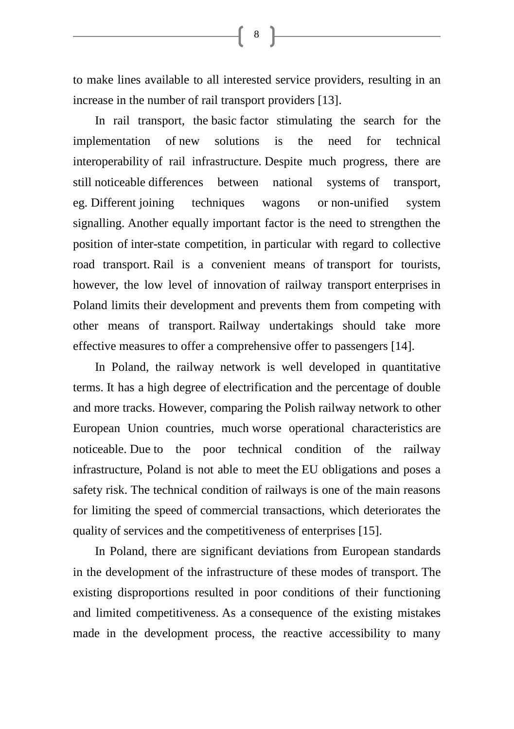to make lines available to all interested service providers, resulting in an increase in the number of rail transport providers [13].

In rail transport, the basic factor stimulating the search for the implementation of new solutions is the need for technical interoperability of rail infrastructure. Despite much progress, there are still noticeable differences between national systems of transport, eg. Different joining techniques wagons or non-unified system signalling. Another equally important factor is the need to strengthen the position of inter-state competition, in particular with regard to collective road transport. Rail is a convenient means of transport for tourists, however, the low level of innovation of railway transport enterprises in Poland limits their development and prevents them from competing with other means of transport. Railway undertakings should take more effective measures to offer a comprehensive offer to passengers [14].

In Poland, the railway network is well developed in quantitative terms. It has a high degree of electrification and the percentage of double and more tracks. However, comparing the Polish railway network to other European Union countries, much worse operational characteristics are noticeable. Due to the poor technical condition of the railway infrastructure, Poland is not able to meet the EU obligations and poses a safety risk. The technical condition of railways is one of the main reasons for limiting the speed of commercial transactions, which deteriorates the quality of services and the competitiveness of enterprises [15].

In Poland, there are significant deviations from European standards in the development of the infrastructure of these modes of transport. The existing disproportions resulted in poor conditions of their functioning and limited competitiveness. As a consequence of the existing mistakes made in the development process, the reactive accessibility to many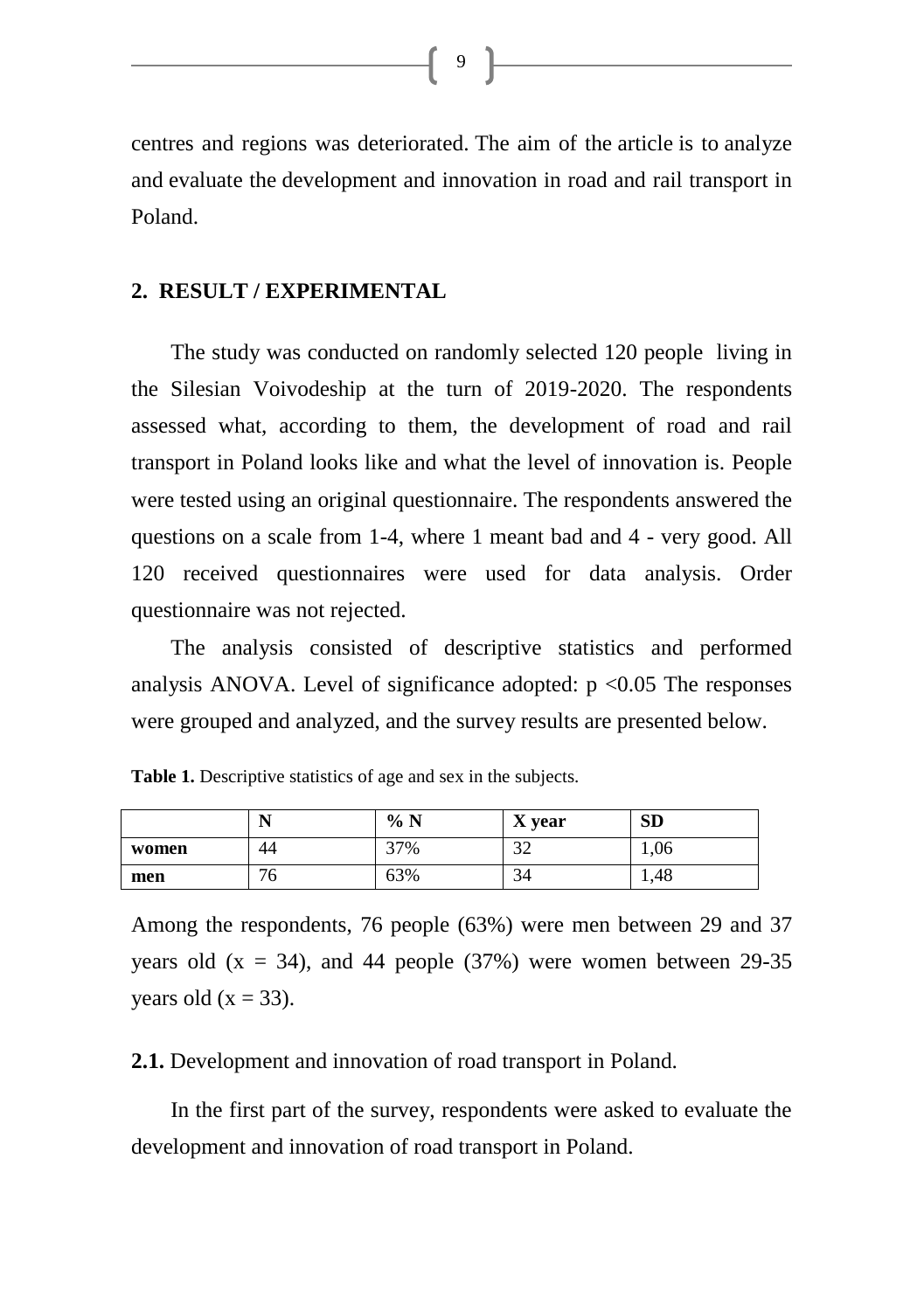centres and regions was deteriorated. The aim of the article is to analyze and evaluate the development and innovation in road and rail transport in Poland.

## 2. RESULT / EXPERIMENTAL

The study was conducted on randomly selected 120 people living in the Silesian Voivodeship at the turn of 2019-2020. The respondents assessed what, according to them, the development of road and rail transport in Poland looks like and what the level of innovation is. People were tested using an original questionnaire. The respondents answered the questions on a scale from 1-4, where 1 meant bad and 4 - very good. All 120 received questionnaires were used for data analysis. Order questionnaire was not rejected.

The analysis consisted of descriptive statistics and performed analysis ANOVA. Level of significance adopted: $p < 0.05$ The responses were grouped and analyzed, and the survey results are presented below.

**Table 1.** Descriptive statistics of age and sex in the subjects.

| | **N** | **% N** | **X year** | **SD** |
|---|---|---|---|---|
| **women** | 44 | 37% | 32 | 1,06 |
| **men** | 76 | 63% | 34 | 1,48 |

Among the respondents, 76 people (63%) were men between 29 and 37 years old ($x = 34$), and 44 people (37%) were women between 29-35 years old ($x = 33$).

**2.1.** Development and innovation of road transport in Poland.

In the first part of the survey, respondents were asked to evaluate the development and innovation of road transport in Poland.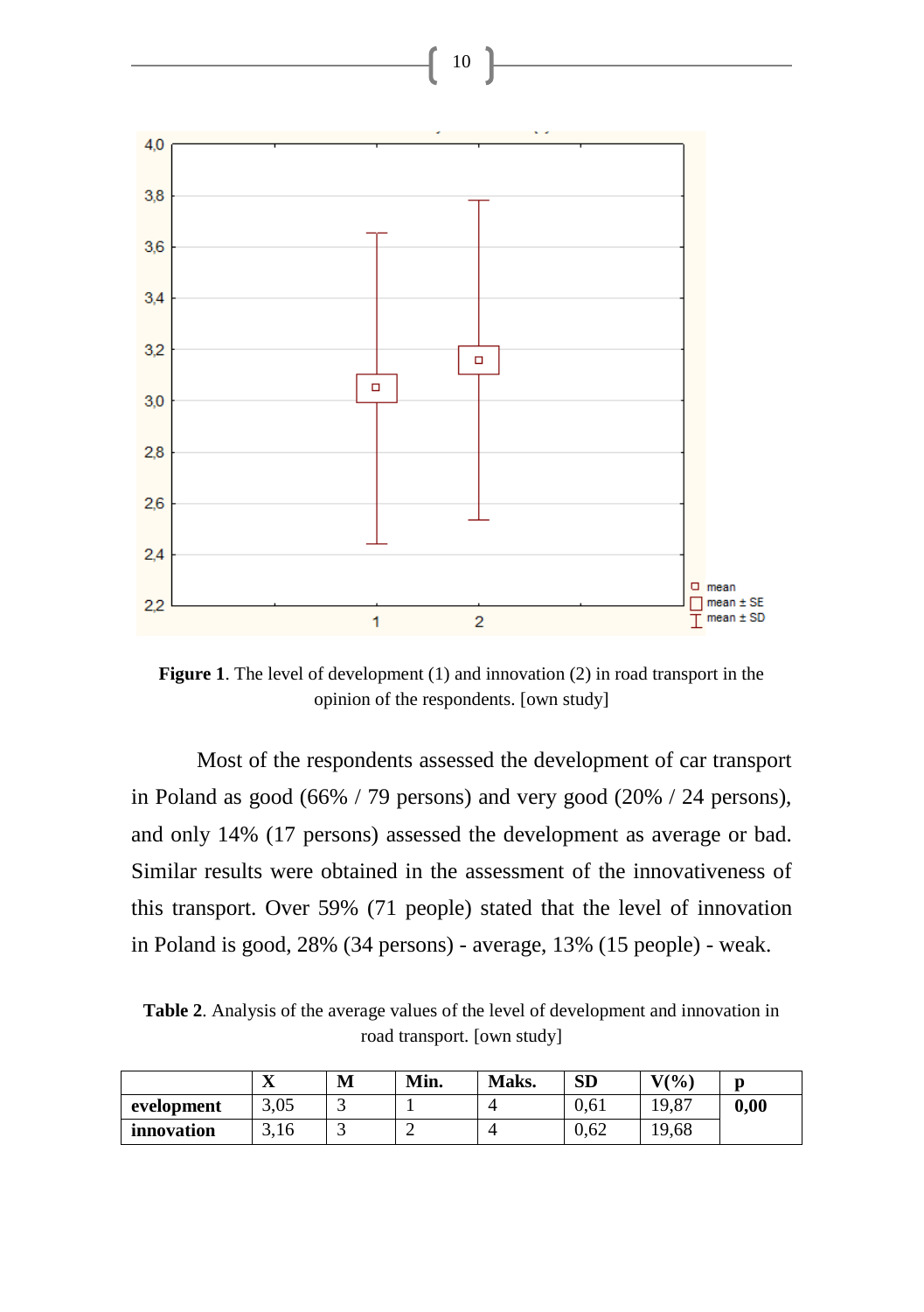**Figure 1**. The level of development (1) and innovation (2) in road transport in the opinion of the respondents. [own study]

Most of the respondents assessed the development of car transport in Poland as good (66% / 79 persons) and very good (20% / 24 persons), and only 14% (17 persons) assessed the development as average or bad. Similar results were obtained in the assessment of the innovativeness of this transport. Over 59% (71 people) stated that the level of innovation in Poland is good, 28% (34 persons) - average, 13% (15 people) - weak.

**Table 2**. Analysis of the average values of the level of development and innovation in road transport. [own study]

| | X | M | Min. | Maks. | SD | V(%) | p |
|---|---|---|---|---|---|---|---|
| **evelopment** | 3,05 | 3 | 1 | 4 | 0,61 | 19,87 | **0,00** |
| **innovation** | 3,16 | 3 | 2 | 4 | 0,62 | 19,68 | |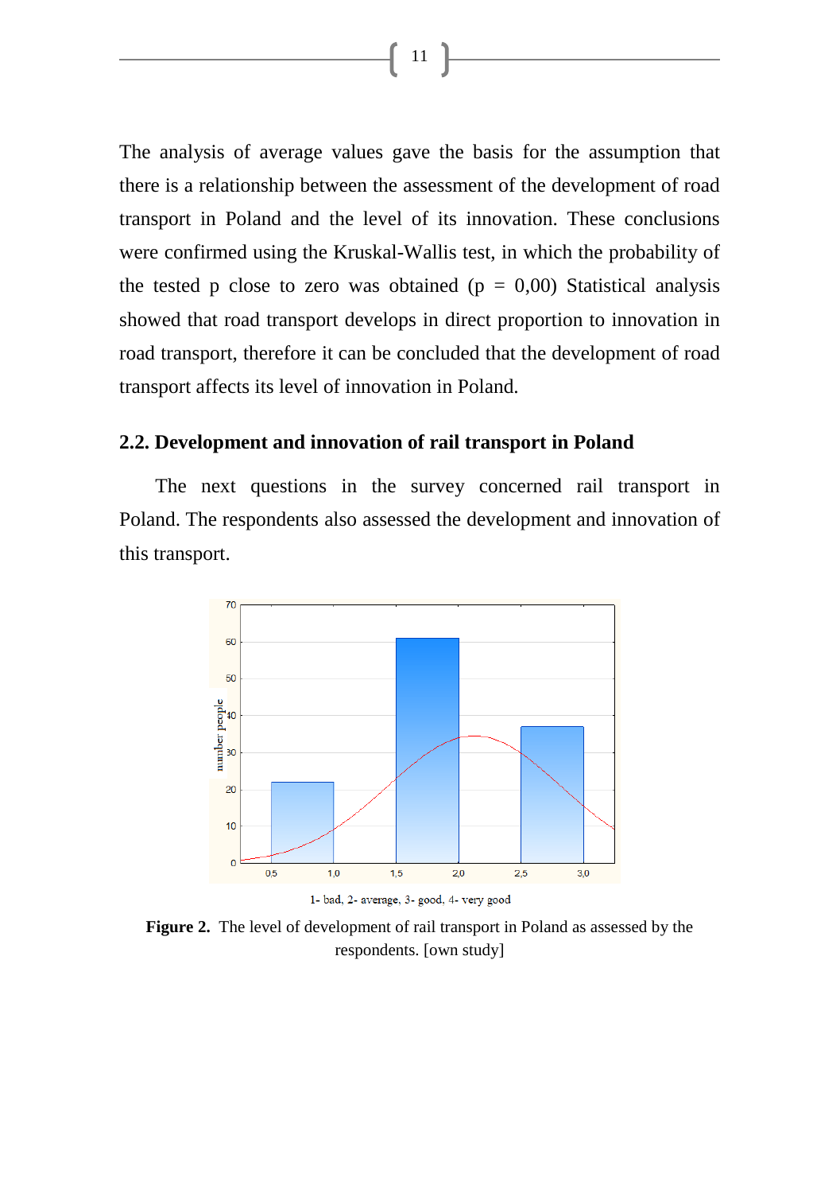The analysis of average values gave the basis for the assumption that there is a relationship between the assessment of the development of road transport in Poland and the level of its innovation. These conclusions were confirmed using the Kruskal-Wallis test, in which the probability of the tested p close to zero was obtained ($p = 0,00$) Statistical analysis showed that road transport develops in direct proportion to innovation in road transport, therefore it can be concluded that the development of road transport affects its level of innovation in Poland.

## 2.2. Development and innovation of rail transport in Poland

The next questions in the survey concerned rail transport in Poland. The respondents also assessed the development and innovation of this transport.

1- bad, 2- average, 3- good, 4- very good

**Figure 2.** The level of development of rail transport in Poland as assessed by the respondents. [own study]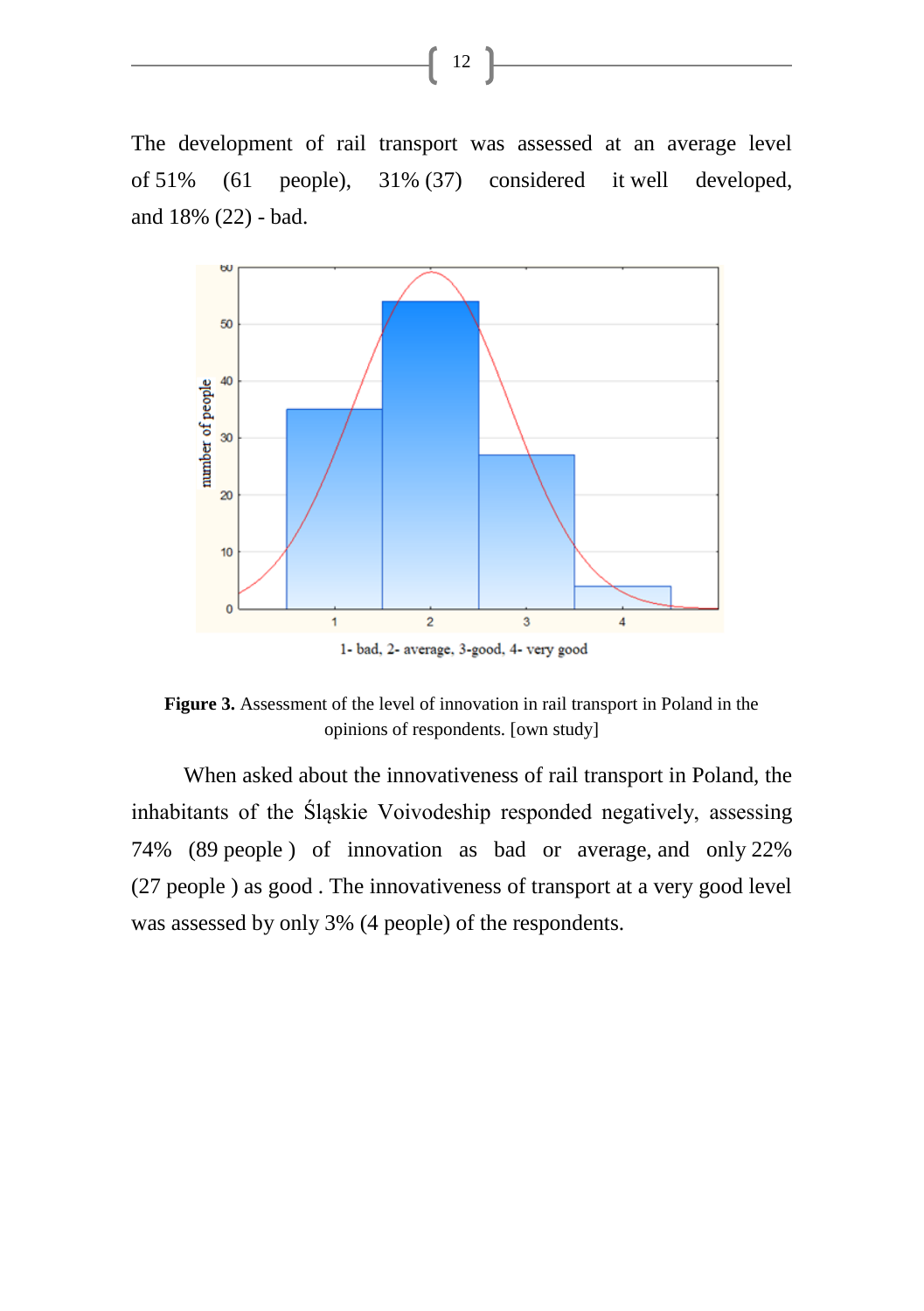The development of rail transport was assessed at an average level of 51% (61 people), 31% (37) considered it well developed, and 18% (22) - bad.

**Figure 3.** Assessment of the level of innovation in rail transport in Poland in the opinions of respondents. [own study]

When asked about the innovativeness of rail transport in Poland, the inhabitants of the Śląskie Voivodeship responded negatively, assessing 74% (89 people ) of innovation as bad or average, and only 22% (27 people ) as good . The innovativeness of transport at a very good level was assessed by only 3% (4 people) of the respondents.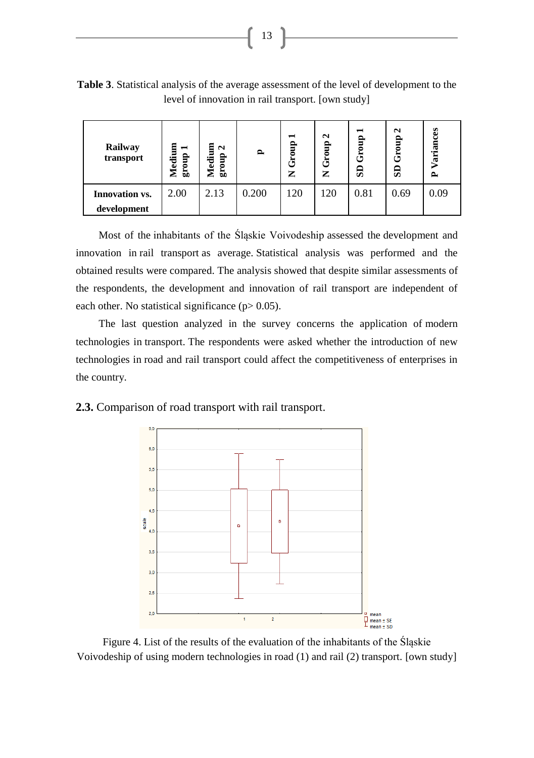**Table 3**. Statistical analysis of the average assessment of the level of development to the level of innovation in rail transport. [own study]

| Railway transport | Medium group 1 | Medium group 2 | p | N Group 1 | N Group 2 | SD Group 1 | SD Group 2 | P Variances |
|---|---|---|---|---|---|---|---|---|
| **Innovation vs. development** | 2.00 | 2.13 | 0.200 | 120 | 120 | 0.81 | 0.69 | 0.09 |

Most of the inhabitants of the Śląskie Voivodeship assessed the development and innovation in rail transport as average. Statistical analysis was performed and the obtained results were compared. The analysis showed that despite similar assessments of the respondents, the development and innovation of rail transport are independent of each other. No statistical significance ($p > 0.05$).

The last question analyzed in the survey concerns the application of modern technologies in transport. The respondents were asked whether the introduction of new technologies in road and rail transport could affect the competitiveness of enterprises in the country.

**2.3.** Comparison of road transport with rail transport.

Figure 4. List of the results of the evaluation of the inhabitants of the Śląskie Voivodeship of using modern technologies in road (1) and rail (2) transport. [own study]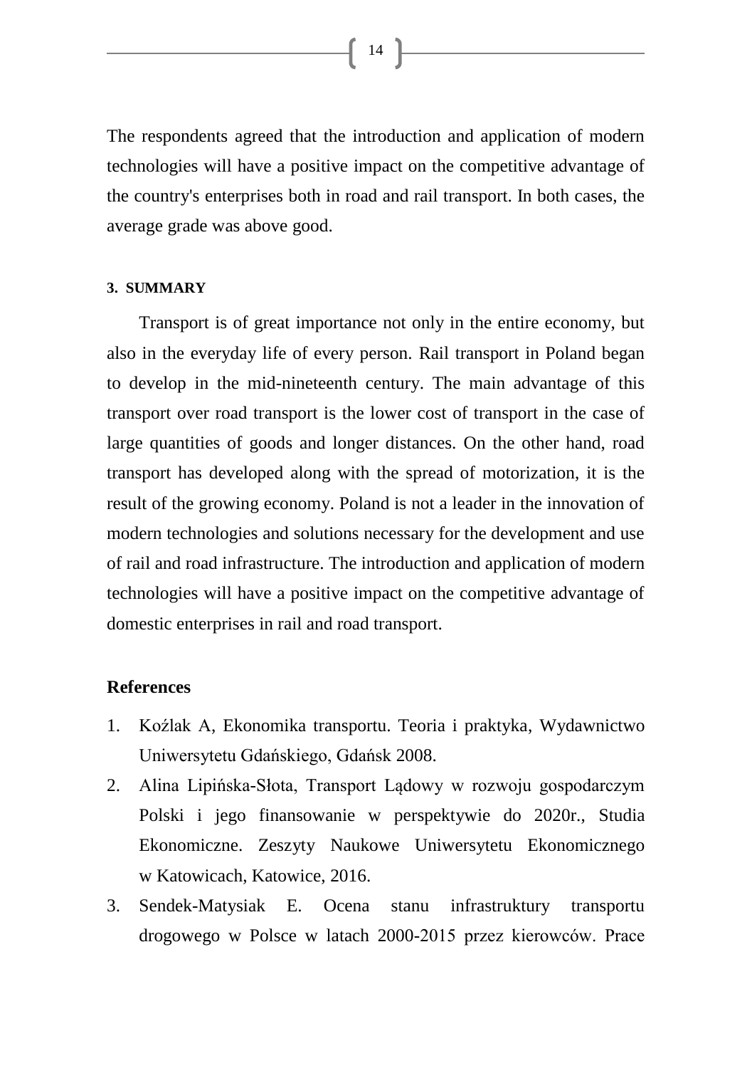The respondents agreed that the introduction and application of modern technologies will have a positive impact on the competitive advantage of the country's enterprises both in road and rail transport. In both cases, the average grade was above good.

## 3. SUMMARY

Transport is of great importance not only in the entire economy, but also in the everyday life of every person. Rail transport in Poland began to develop in the mid-nineteenth century. The main advantage of this transport over road transport is the lower cost of transport in the case of large quantities of goods and longer distances. On the other hand, road transport has developed along with the spread of motorization, it is the result of the growing economy. Poland is not a leader in the innovation of modern technologies and solutions necessary for the development and use of rail and road infrastructure. The introduction and application of modern technologies will have a positive impact on the competitive advantage of domestic enterprises in rail and road transport.

## References

1. Koźlak A, Ekonomika transportu. Teoria i praktyka, Wydawnictwo Uniwersytetu Gdańskiego, Gdańsk 2008.
2. Alina Lipińska-Słota, Transport Lądowy w rozwoju gospodarczym Polski i jego finansowanie w perspektywie do 2020r., Studia Ekonomiczne. Zeszyty Naukowe Uniwersytetu Ekonomicznego w Katowicach, Katowice, 2016.
3. Sendek-Matysiak E. Ocena stanu infrastruktury transportu drogowego w Polsce w latach 2000-2015 przez kierowców. Prace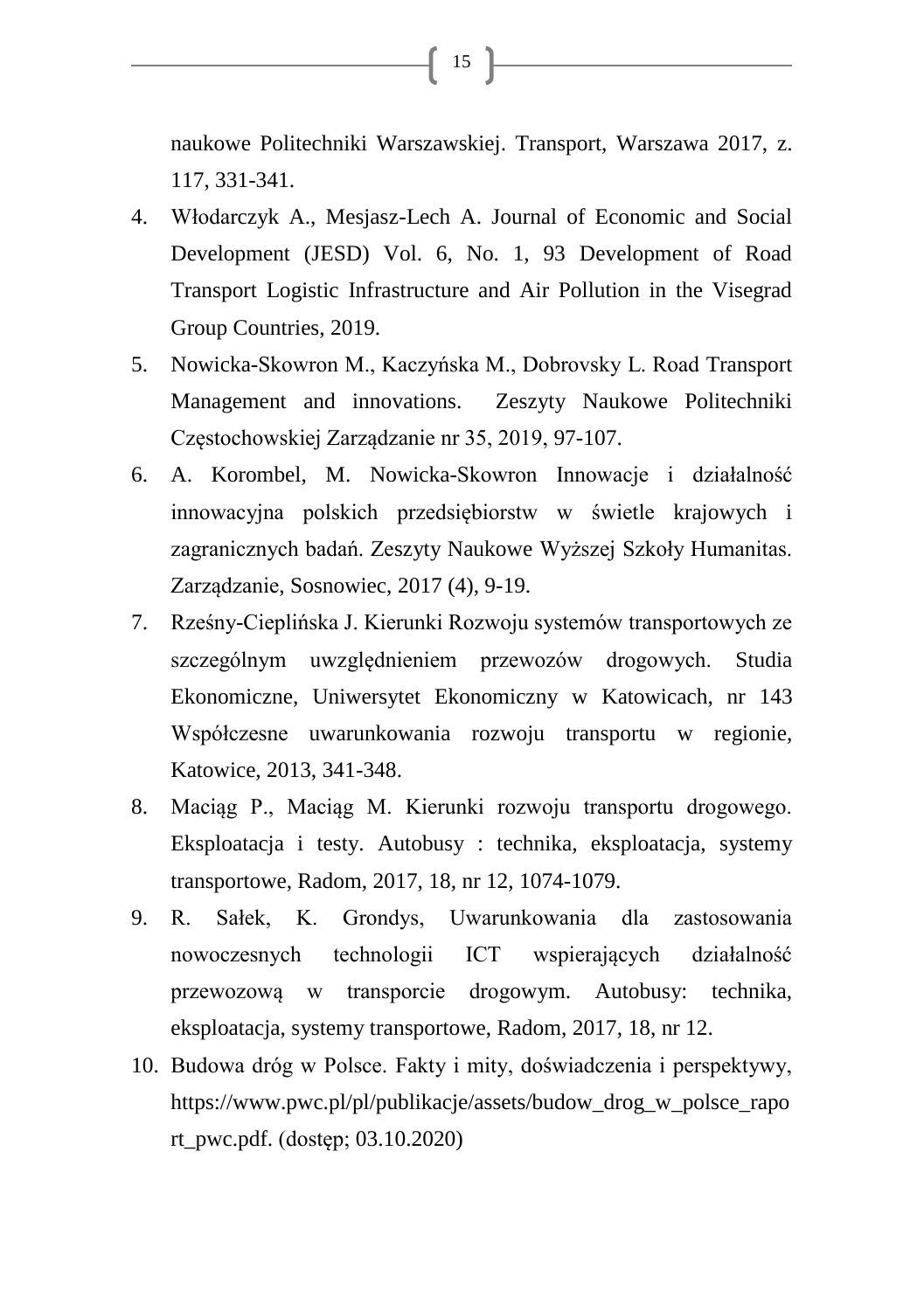naukowe Politechniki Warszawskiej. Transport, Warszawa 2017, z. 117, 331-341.

4. Włodarczyk A., Mesjasz-Lech A. Journal of Economic and Social Development (JESD) Vol. 6, No. 1, 93 Development of Road Transport Logistic Infrastructure and Air Pollution in the Visegrad Group Countries, 2019.
5. Nowicka-Skowron M., Kaczyńska M., Dobrovsky L. Road Transport Management and innovations. Zeszyty Naukowe Politechniki Częstochowskiej Zarządzanie nr 35, 2019, 97-107.
6. A. Korombel, M. Nowicka-Skowron Innowacje i działalność innowacyjna polskich przedsiębiorstw w świetle krajowych i zagranicznych badań. Zeszyty Naukowe Wyższej Szkoły Humanitas. Zarządzanie, Sosnowiec, 2017 (4), 9-19.
7. Rześny-Cieplińska J. Kierunki Rozwoju systemów transportowych ze szczególnym uwzględnieniem przewozów drogowych. Studia Ekonomiczne, Uniwersytet Ekonomiczny w Katowicach, nr 143 Współczesne uwarunkowania rozwoju transportu w regionie, Katowice, 2013, 341-348.
8. Maciąg P., Maciąg M. Kierunki rozwoju transportu drogowego. Eksploatacja i testy. Autobusy : technika, eksploatacja, systemy transportowe, Radom, 2017, 18, nr 12, 1074-1079.
9. R. Sałek, K. Grondys, Uwarunkowania dla zastosowania nowoczesnych technologii ICT wspierających działalność przewozową w transporcie drogowym. Autobusy: technika, eksploatacja, systemy transportowe, Radom, 2017, 18, nr 12.
10. Budowa dróg w Polsce. Fakty i mity, doświadczenia i perspektywy, https://www.pwc.pl/pl/publikacje/assets/budow_drog_w_polsce_raport_pwc.pdf. (dostęp; 03.10.2020)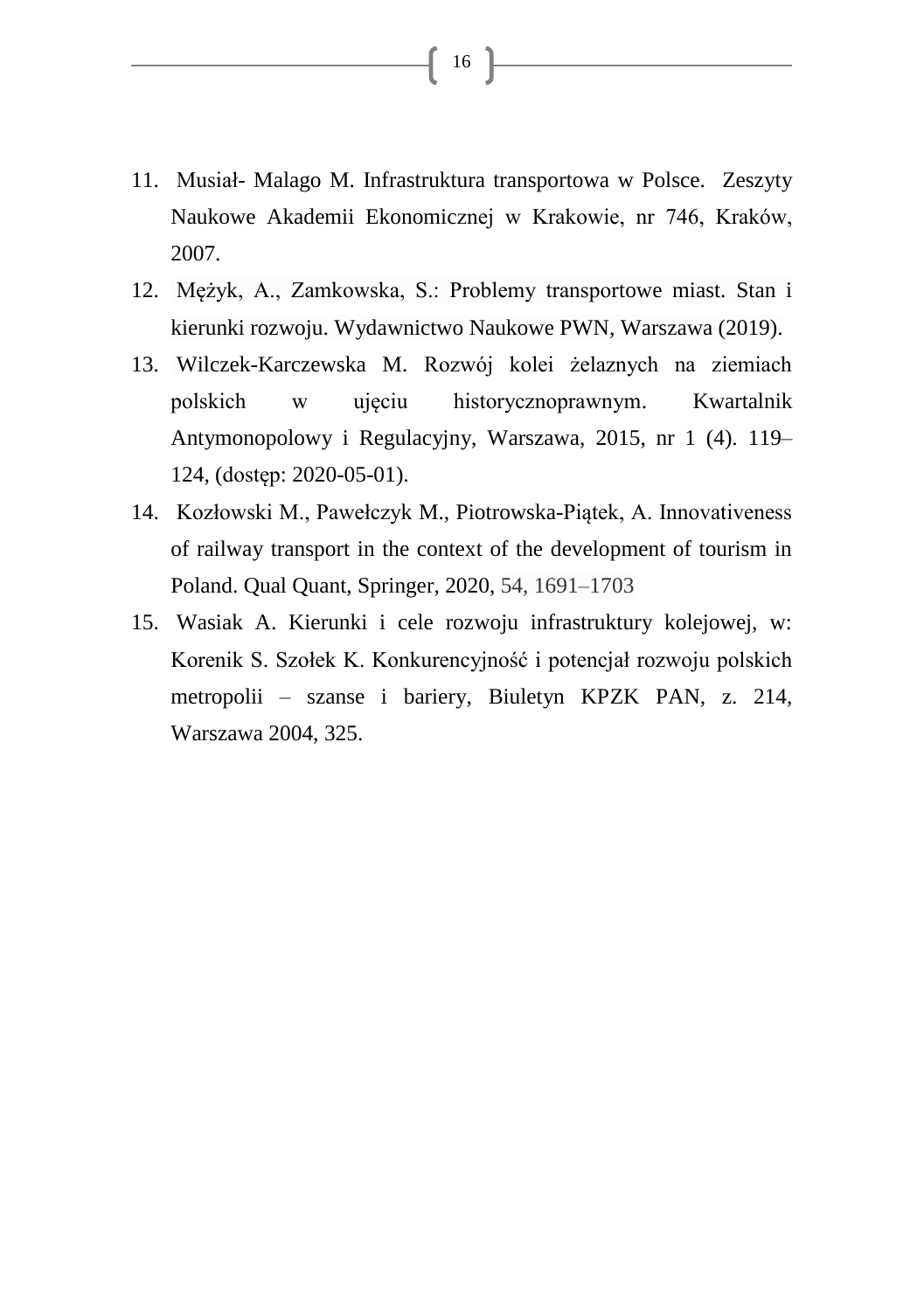11. Musiał- Malago M. Infrastruktura transportowa w Polsce. Zeszyty Naukowe Akademii Ekonomicznej w Krakowie, nr 746, Kraków, 2007.
12. Mężyk, A., Zamkowska, S.: Problemy transportowe miast. Stan i kierunki rozwoju. Wydawnictwo Naukowe PWN, Warszawa (2019).
13. Wilczek-Karczewska M. Rozwój kolei żelaznych na ziemiach polskich w ujęciu historycznoprawnym. Kwartalnik Antymonopolowy i Regulacyjny, Warszawa, 2015, nr 1 (4). 119–124, (dostęp: 2020-05-01).
14. Kozłowski M., Pawełczyk M., Piotrowska-Piątek, A. Innovativeness of railway transport in the context of the development of tourism in Poland. Qual Quant, Springer, 2020, 54, 1691–1703
15. Wasiak A. Kierunki i cele rozwoju infrastruktury kolejowej, w: Korenik S. Szołek K. Konkurencyjność i potencjał rozwoju polskich metropolii – szanse i bariery, Biuletyn KPZK PAN, z. 214, Warszawa 2004, 325.